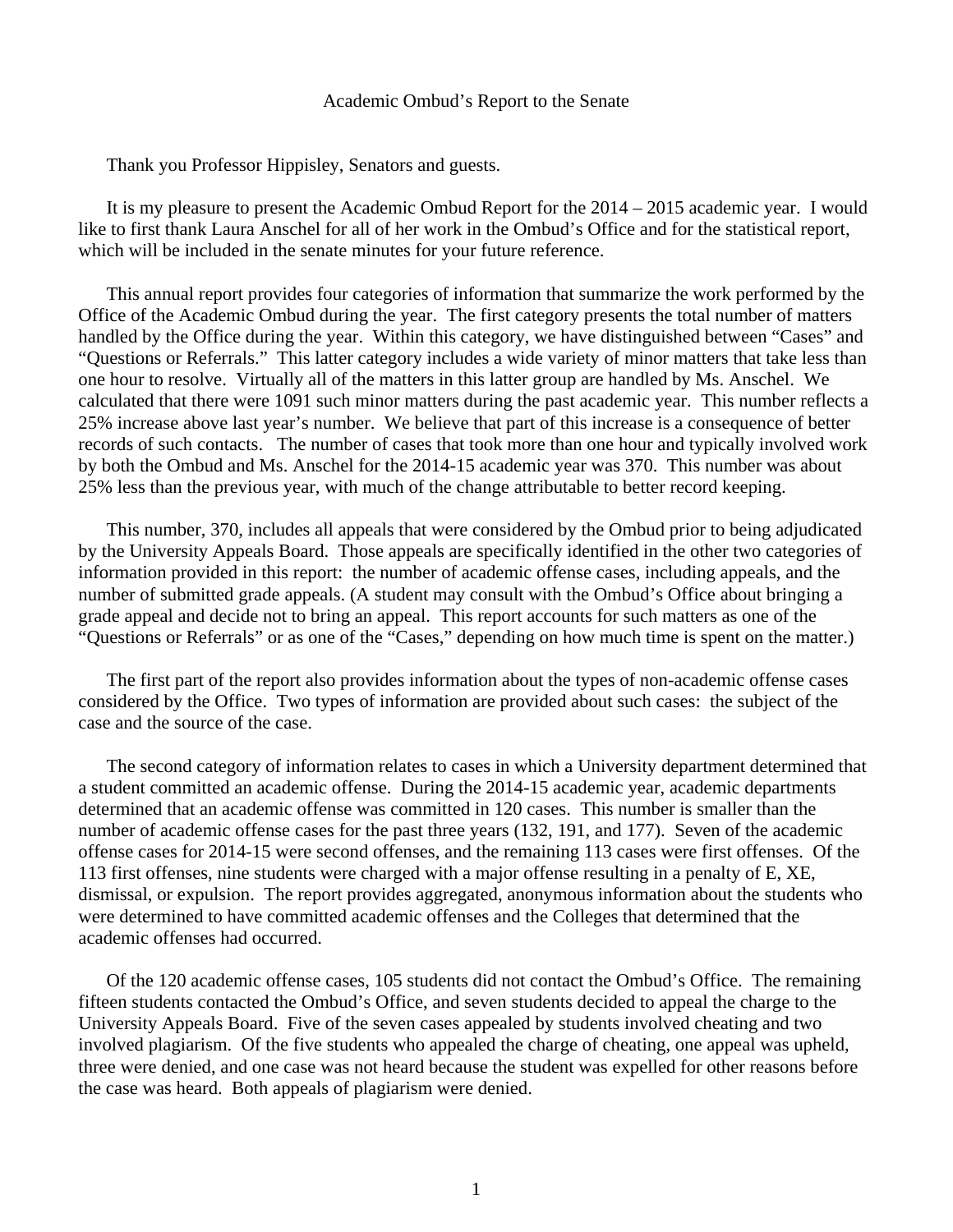# Academic Ombud's Report to the Senate

Thank you Professor Hippisley, Senators and guests.

It is my pleasure to present the Academic Ombud Report for the 2014 – 2015 academic year. I would like to first thank Laura Anschel for all of her work in the Ombud's Office and for the statistical report, which will be included in the senate minutes for your future reference.

This annual report provides four categories of information that summarize the work performed by the Office of the Academic Ombud during the year. The first category presents the total number of matters handled by the Office during the year. Within this category, we have distinguished between "Cases" and "Questions or Referrals." This latter category includes a wide variety of minor matters that take less than one hour to resolve. Virtually all of the matters in this latter group are handled by Ms. Anschel. We calculated that there were 1091 such minor matters during the past academic year. This number reflects a 25% increase above last year's number. We believe that part of this increase is a consequence of better records of such contacts. The number of cases that took more than one hour and typically involved work by both the Ombud and Ms. Anschel for the 2014-15 academic year was 370. This number was about 25% less than the previous year, with much of the change attributable to better record keeping.

This number, 370, includes all appeals that were considered by the Ombud prior to being adjudicated by the University Appeals Board. Those appeals are specifically identified in the other two categories of information provided in this report: the number of academic offense cases, including appeals, and the number of submitted grade appeals. (A student may consult with the Ombud's Office about bringing a grade appeal and decide not to bring an appeal. This report accounts for such matters as one of the "Questions or Referrals" or as one of the "Cases," depending on how much time is spent on the matter.)

The first part of the report also provides information about the types of non-academic offense cases considered by the Office. Two types of information are provided about such cases: the subject of the case and the source of the case.

The second category of information relates to cases in which a University department determined that a student committed an academic offense. During the 2014-15 academic year, academic departments determined that an academic offense was committed in 120 cases. This number is smaller than the number of academic offense cases for the past three years (132, 191, and 177). Seven of the academic offense cases for 2014-15 were second offenses, and the remaining 113 cases were first offenses. Of the 113 first offenses, nine students were charged with a major offense resulting in a penalty of E, XE, dismissal, or expulsion. The report provides aggregated, anonymous information about the students who were determined to have committed academic offenses and the Colleges that determined that the academic offenses had occurred.

Of the 120 academic offense cases, 105 students did not contact the Ombud's Office. The remaining fifteen students contacted the Ombud's Office, and seven students decided to appeal the charge to the University Appeals Board. Five of the seven cases appealed by students involved cheating and two involved plagiarism. Of the five students who appealed the charge of cheating, one appeal was upheld, three were denied, and one case was not heard because the student was expelled for other reasons before the case was heard. Both appeals of plagiarism were denied.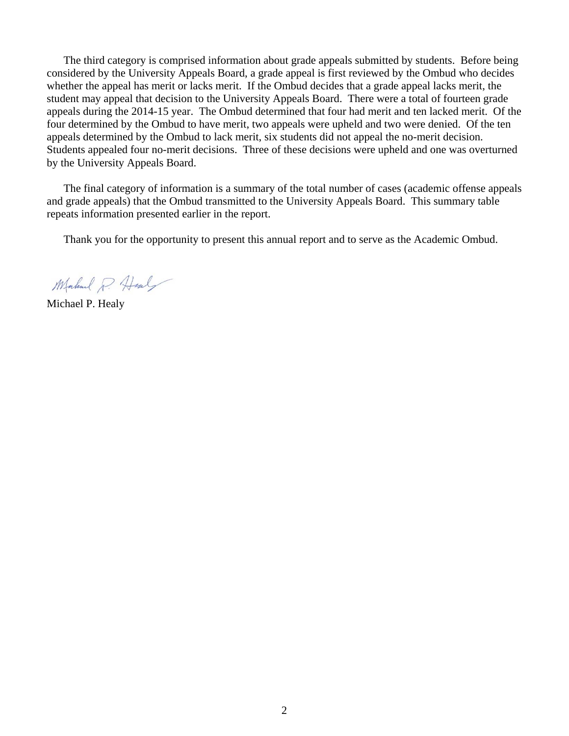The third category is comprised information about grade appeals submitted by students. Before being considered by the University Appeals Board, a grade appeal is first reviewed by the Ombud who decides whether the appeal has merit or lacks merit. If the Ombud decides that a grade appeal lacks merit, the student may appeal that decision to the University Appeals Board. There were a total of fourteen grade appeals during the 2014-15 year. The Ombud determined that four had merit and ten lacked merit. Of the four determined by the Ombud to have merit, two appeals were upheld and two were denied. Of the ten appeals determined by the Ombud to lack merit, six students did not appeal the no-merit decision. Students appealed four no-merit decisions. Three of these decisions were upheld and one was overturned by the University Appeals Board.

The final category of information is a summary of the total number of cases (academic offense appeals and grade appeals) that the Ombud transmitted to the University Appeals Board. This summary table repeats information presented earlier in the report.

Thank you for the opportunity to present this annual report and to serve as the Academic Ombud.

Michael P. Healy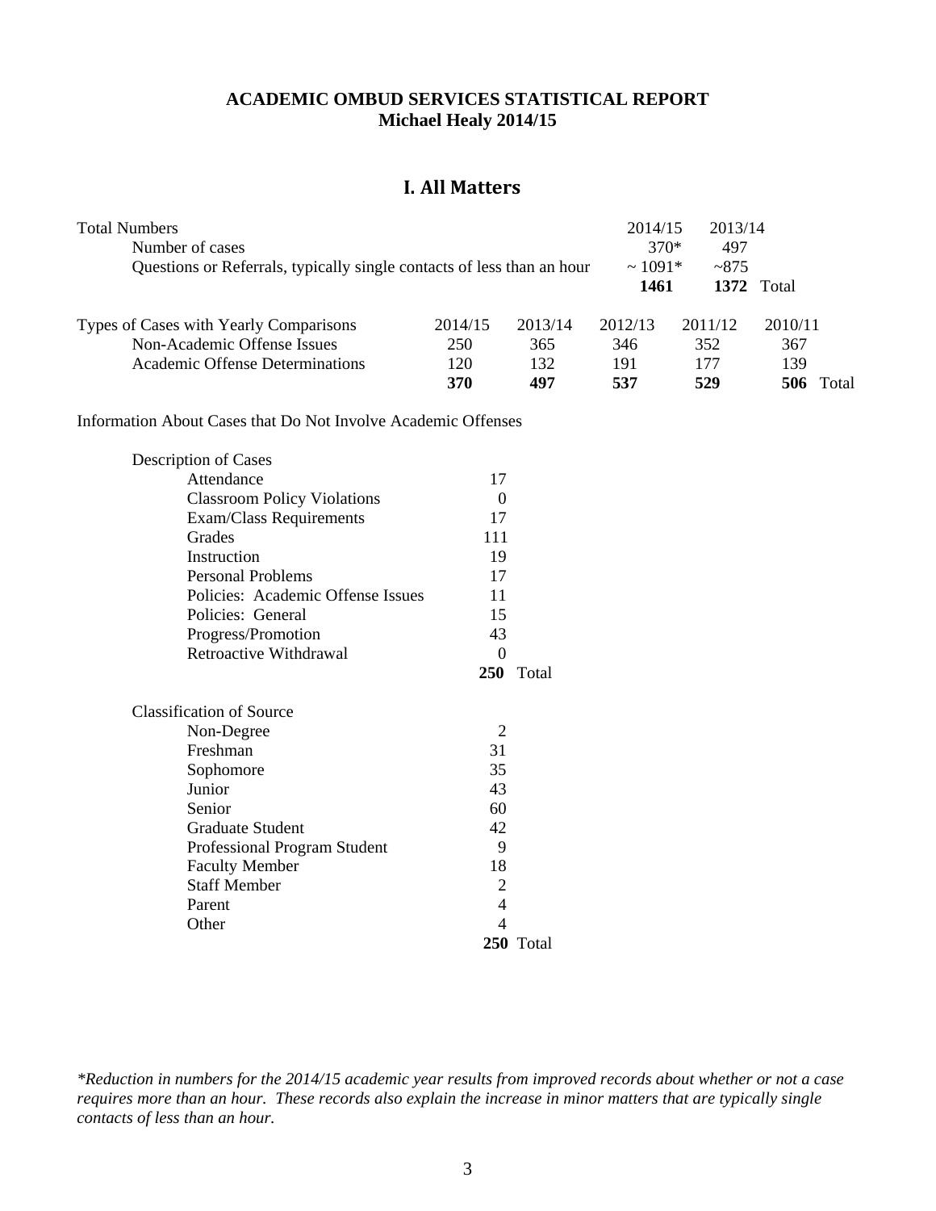**ACADEMIC OMBUD SERVICES STATISTICAL REPORT**
**Michael Healy 2014/15**

## I. All Matters

| Total Numbers | 2014/15 | 2013/14 | |
|---|---|---|---|
| Number of cases | 370* | 497 | |
| Questions or Referrals, typically single contacts of less than an hour | ~ 1091* | ~875 | |
| | **1461** | **1372** | Total |

| Types of Cases with Yearly Comparisons | 2014/15 | 2013/14 | 2012/13 | 2011/12 | 2010/11 | |
|---|---|---|---|---|---|---|
| Non-Academic Offense Issues | 250 | 365 | 346 | 352 | 367 | |
| Academic Offense Determinations | 120 | 132 | 191 | 177 | 139 | |
| | **370** | **497** | **537** | **529** | **506** | Total |

Information About Cases that Do Not Involve Academic Offenses

| Description of Cases | | |
|---|---|---|
| Attendance | 17 | |
| Classroom Policy Violations | 0 | |
| Exam/Class Requirements | 17 | |
| Grades | 111 | |
| Instruction | 19 | |
| Personal Problems | 17 | |
| Policies: Academic Offense Issues | 11 | |
| Policies: General | 15 | |
| Progress/Promotion | 43 | |
| Retroactive Withdrawal | 0 | |
| | **250** | Total |

| Classification of Source | | |
|---|---|---|
| Non-Degree | 2 | |
| Freshman | 31 | |
| Sophomore | 35 | |
| Junior | 43 | |
| Senior | 60 | |
| Graduate Student | 42 | |
| Professional Program Student | 9 | |
| Faculty Member | 18 | |
| Staff Member | 2 | |
| Parent | 4 | |
| Other | 4 | |
| | **250** | Total |

*\*Reduction in numbers for the 2014/15 academic year results from improved records about whether or not a case requires more than an hour. These records also explain the increase in minor matters that are typically single contacts of less than an hour.*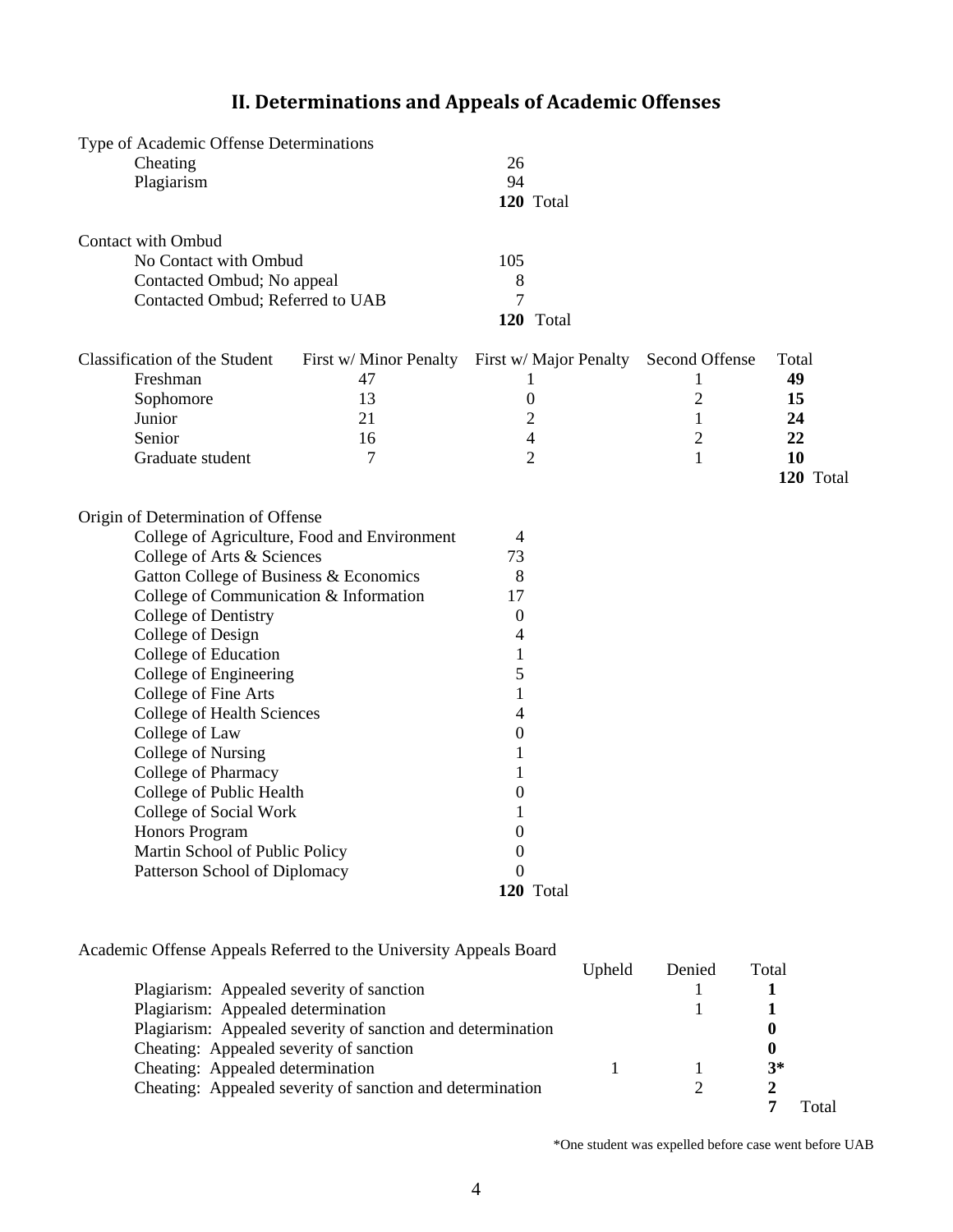## II. Determinations and Appeals of Academic Offenses

| Type of Academic Offense Determinations | |
|---|---|
| Cheating | 26 |
| Plagiarism | 94 |
| | **120** Total |

| Contact with Ombud | |
|---|---|
| No Contact with Ombud | 105 |
| Contacted Ombud; No appeal | 8 |
| Contacted Ombud; Referred to UAB | 7 |
| | **120** Total |

| Classification of the Student | First w/ Minor Penalty | First w/ Major Penalty | Second Offense | Total |
|---|---|---|---|---|
| Freshman | 47 | 1 | 1 | **49** |
| Sophomore | 13 | 0 | 2 | **15** |
| Junior | 21 | 2 | 1 | **24** |
| Senior | 16 | 4 | 2 | **22** |
| Graduate student | 7 | 2 | 1 | **10** |
| | | | | **120** Total |

| Origin of Determination of Offense | |
|---|---|
| College of Agriculture, Food and Environment | 4 |
| College of Arts & Sciences | 73 |
| Gatton College of Business & Economics | 8 |
| College of Communication & Information | 17 |
| College of Dentistry | 0 |
| College of Design | 4 |
| College of Education | 1 |
| College of Engineering | 5 |
| College of Fine Arts | 1 |
| College of Health Sciences | 4 |
| College of Law | 0 |
| College of Nursing | 1 |
| College of Pharmacy | 1 |
| College of Public Health | 0 |
| College of Social Work | 1 |
| Honors Program | 0 |
| Martin School of Public Policy | 0 |
| Patterson School of Diplomacy | 0 |
| | **120** Total |

Academic Offense Appeals Referred to the University Appeals Board

| | Upheld | Denied | Total |
|---|---|---|---|
| Plagiarism: Appealed severity of sanction | | 1 | **1** |
| Plagiarism: Appealed determination | | 1 | **1** |
| Plagiarism: Appealed severity of sanction and determination | | | **0** |
| Cheating: Appealed severity of sanction | | | **0** |
| Cheating: Appealed determination | 1 | 1 | **3*** |
| Cheating: Appealed severity of sanction and determination | | 2 | **2** |
| | | | **7** Total |

*One student was expelled before case went before UAB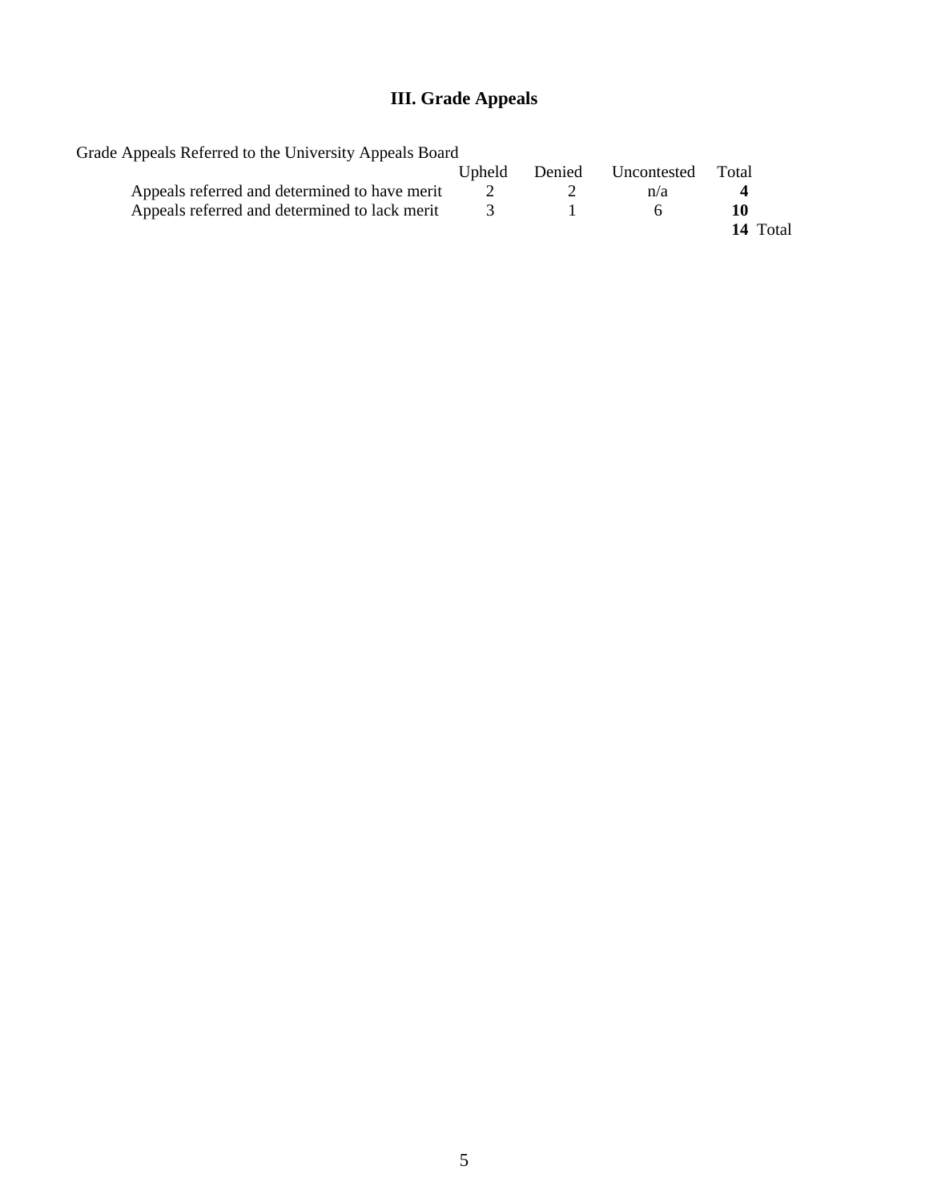# III. Grade Appeals

Grade Appeals Referred to the University Appeals Board

| | Upheld | Denied | Uncontested | Total |
|---|---|---|---|---|
| Appeals referred and determined to have merit | 2 | 2 | n/a | **4** |
| Appeals referred and determined to lack merit | 3 | 1 | 6 | **10** |
| | | | | **14** Total |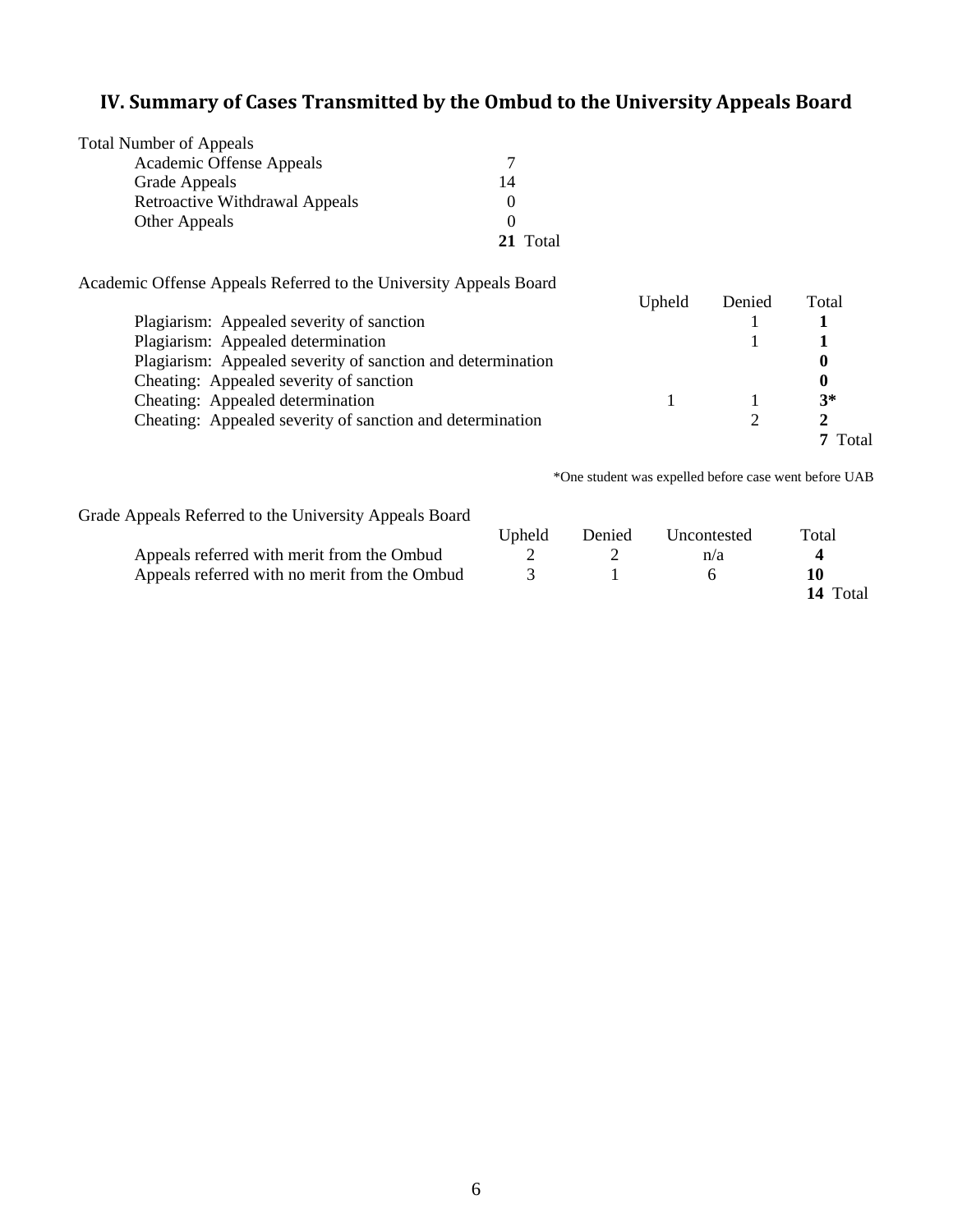## IV. Summary of Cases Transmitted by the Ombud to the University Appeals Board

Total Number of Appeals

| | |
|---|---|
| Academic Offense Appeals | 7 |
| Grade Appeals | 14 |
| Retroactive Withdrawal Appeals | 0 |
| Other Appeals | 0 |
| | **21** Total |

Academic Offense Appeals Referred to the University Appeals Board

| | Upheld | Denied | Total |
|---|---|---|---|
| Plagiarism: Appealed severity of sanction | | 1 | **1** |
| Plagiarism: Appealed determination | | 1 | **1** |
| Plagiarism: Appealed severity of sanction and determination | | | **0** |
| Cheating: Appealed severity of sanction | | | **0** |
| Cheating: Appealed determination | 1 | 1 | **3*** |
| Cheating: Appealed severity of sanction and determination | | 2 | **2** |
| | | | **7** Total |

*One student was expelled before case went before UAB

Grade Appeals Referred to the University Appeals Board

| | Upheld | Denied | Uncontested | Total |
|---|---|---|---|---|
| Appeals referred with merit from the Ombud | 2 | 2 | n/a | **4** |
| Appeals referred with no merit from the Ombud | 3 | 1 | 6 | **10** |
| | | | | **14** Total |